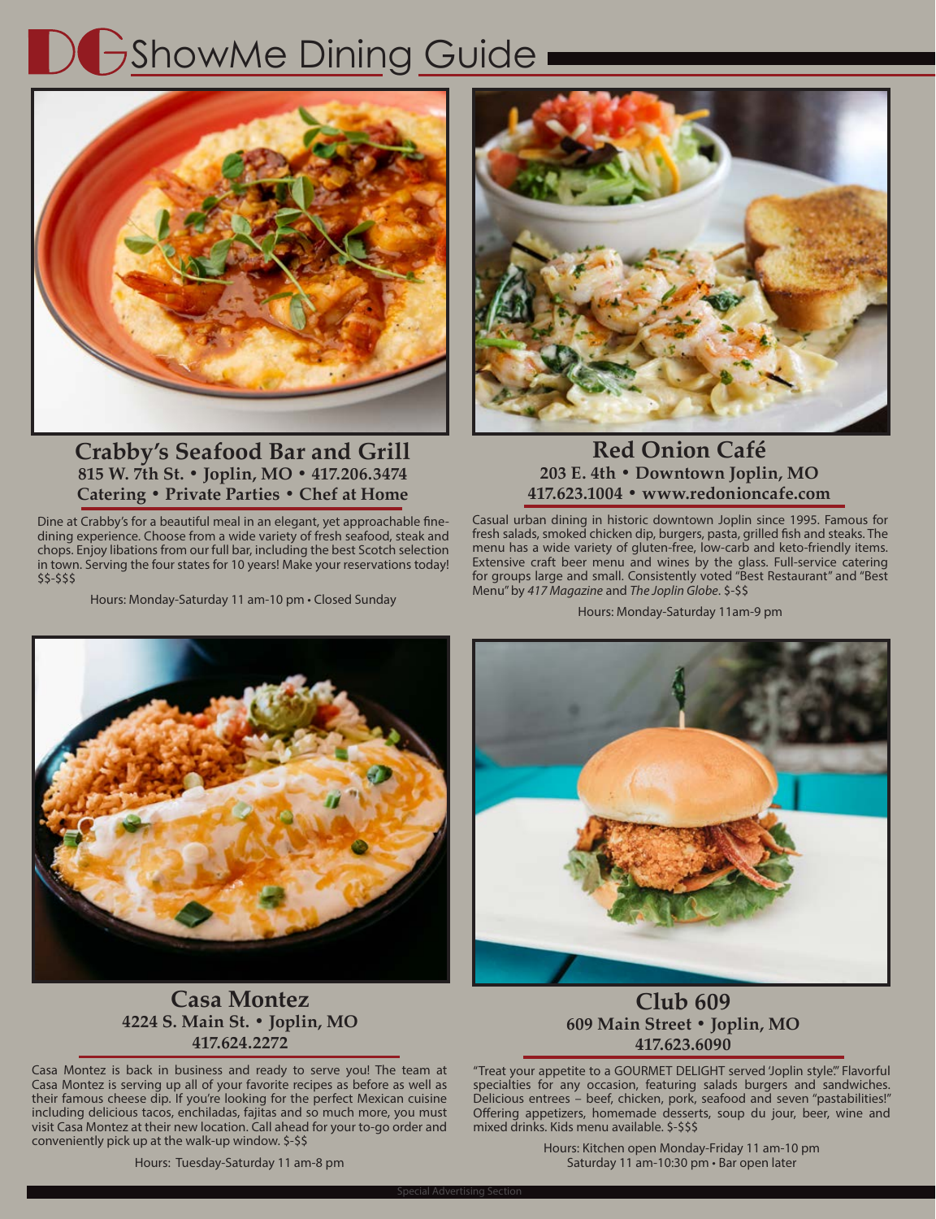# ShowMe Dining Guide

## Crabby's Seafood Bar and Grill

**815 W. 7th St. • Joplin, MO • 417.206.3474**

**Catering • Private Parties • Chef at Home**

Dine at Crabby's for a beautiful meal in an elegant, yet approachable fine-dining experience. Choose from a wide variety of fresh seafood, steak and chops. Enjoy libations from our full bar, including the best Scotch selection in town. Serving the four states for 10 years! Make your reservations today! $$-$$$

Hours: Monday-Saturday 11 am-10 pm • Closed Sunday

## Red Onion Café

**203 E. 4th • Downtown Joplin, MO**

**417.623.1004 • www.redonioncafe.com**

Casual urban dining in historic downtown Joplin since 1995. Famous for fresh salads, smoked chicken dip, burgers, pasta, grilled fish and steaks. The menu has a wide variety of gluten-free, low-carb and keto-friendly items. Extensive craft beer menu and wines by the glass. Full-service catering for groups large and small. Consistently voted "Best Restaurant" and "Best Menu" by *417 Magazine* and *The Joplin Globe*. $-$$

Hours: Monday-Saturday 11am-9 pm

## Casa Montez

**4224 S. Main St. • Joplin, MO**

**417.624.2272**

Casa Montez is back in business and ready to serve you! The team at Casa Montez is serving up all of your favorite recipes as before as well as their famous cheese dip. If you're looking for the perfect Mexican cuisine including delicious tacos, enchiladas, fajitas and so much more, you must visit Casa Montez at their new location. Call ahead for your to-go order and conveniently pick up at the walk-up window. $-$$

Hours: Tuesday-Saturday 11 am-8 pm

## Club 609

**609 Main Street • Joplin, MO**

**417.623.6090**

"Treat your appetite to a GOURMET DELIGHT served 'Joplin style'." Flavorful specialties for any occasion, featuring salads burgers and sandwiches. Delicious entrees – beef, chicken, pork, seafood and seven "pastabilities!" Offering appetizers, homemade desserts, soup du jour, beer, wine and mixed drinks. Kids menu available. $-$$$

Hours: Kitchen open Monday-Friday 11 am-10 pm
Saturday 11 am-10:30 pm • Bar open later

Special Advertising Section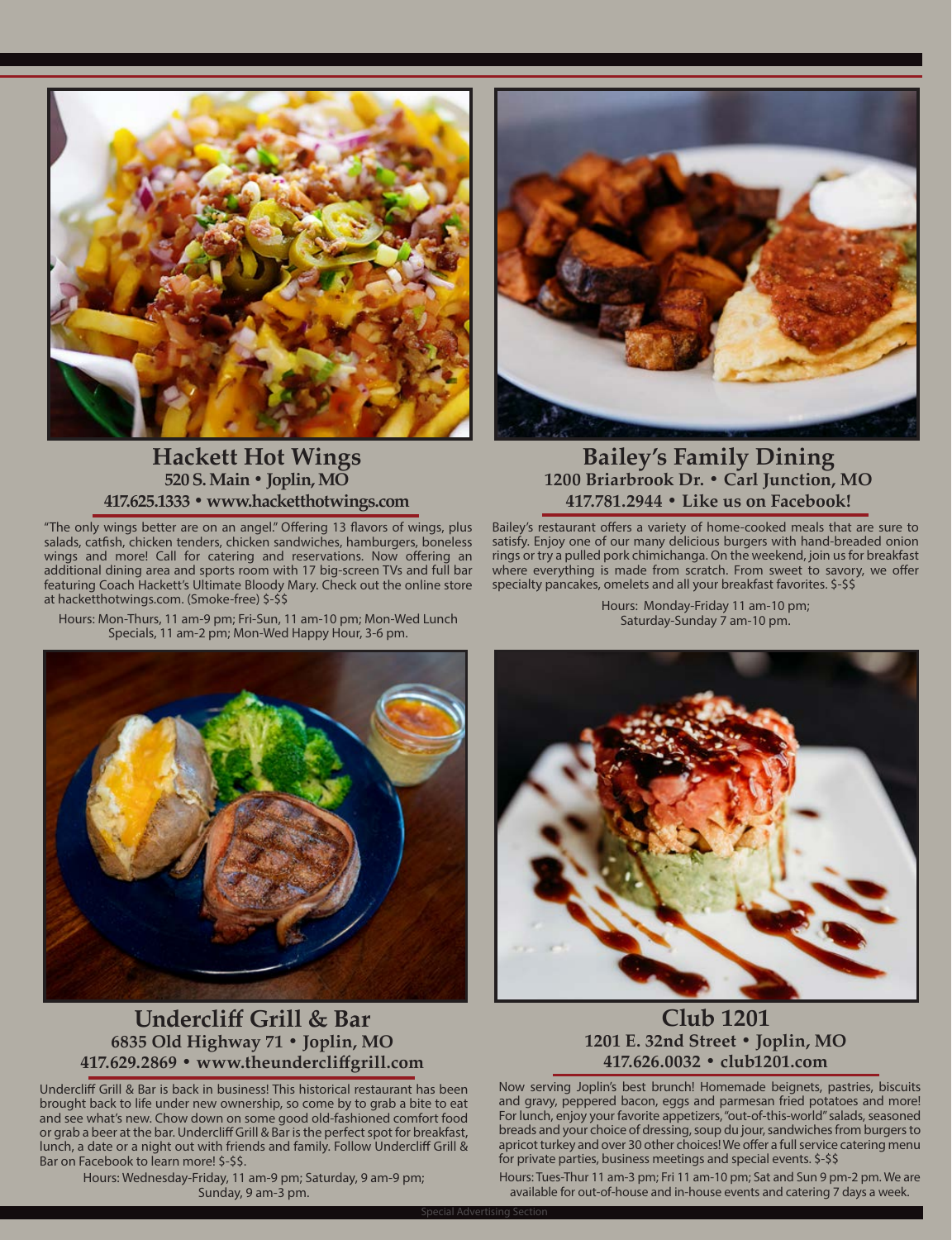## Hackett Hot Wings

**520 S. Main • Joplin, MO**
**417.625.1333 • www.hacketthotwings.com**

"The only wings better are on an angel." Offering 13 flavors of wings, plus salads, catfish, chicken tenders, chicken sandwiches, hamburgers, boneless wings and more! Call for catering and reservations. Now offering an additional dining area and sports room with 17 big-screen TVs and full bar featuring Coach Hackett's Ultimate Bloody Mary. Check out the online store at hacketthotwings.com. (Smoke-free) $-$$

Hours: Mon-Thurs, 11 am-9 pm; Fri-Sun, 11 am-10 pm; Mon-Wed Lunch Specials, 11 am-2 pm; Mon-Wed Happy Hour, 3-6 pm.

## Bailey's Family Dining

**1200 Briarbrook Dr. • Carl Junction, MO**
**417.781.2944 • Like us on Facebook!**

Bailey's restaurant offers a variety of home-cooked meals that are sure to satisfy. Enjoy one of our many delicious burgers with hand-breaded onion rings or try a pulled pork chimichanga. On the weekend, join us for breakfast where everything is made from scratch. From sweet to savory, we offer specialty pancakes, omelets and all your breakfast favorites. $-$$

Hours: Monday-Friday 11 am-10 pm;
Saturday-Sunday 7 am-10 pm.

## Undercliff Grill & Bar

**6835 Old Highway 71 • Joplin, MO**
**417.629.2869 • www.theundercliffgrill.com**

Undercliff Grill & Bar is back in business! This historical restaurant has been brought back to life under new ownership, so come by to grab a bite to eat and see what's new. Chow down on some good old-fashioned comfort food or grab a beer at the bar. Undercliff Grill & Bar is the perfect spot for breakfast, lunch, a date or a night out with friends and family. Follow Undercliff Grill & Bar on Facebook to learn more! $-$$.

Hours: Wednesday-Friday, 11 am-9 pm; Saturday, 9 am-9 pm;
Sunday, 9 am-3 pm.

## Club 1201

**1201 E. 32nd Street • Joplin, MO**
**417.626.0032 • club1201.com**

Now serving Joplin's best brunch! Homemade beignets, pastries, biscuits and gravy, peppered bacon, eggs and parmesan fried potatoes and more! For lunch, enjoy your favorite appetizers, "out-of-this-world" salads, seasoned breads and your choice of dressing, soup du jour, sandwiches from burgers to apricot turkey and over 30 other choices! We offer a full service catering menu for private parties, business meetings and special events. $-$$

Hours: Tues-Thur 11 am-3 pm; Fri 11 am-10 pm; Sat and Sun 9 pm-2 pm. We are available for out-of-house and in-house events and catering 7 days a week.

Special Advertising Section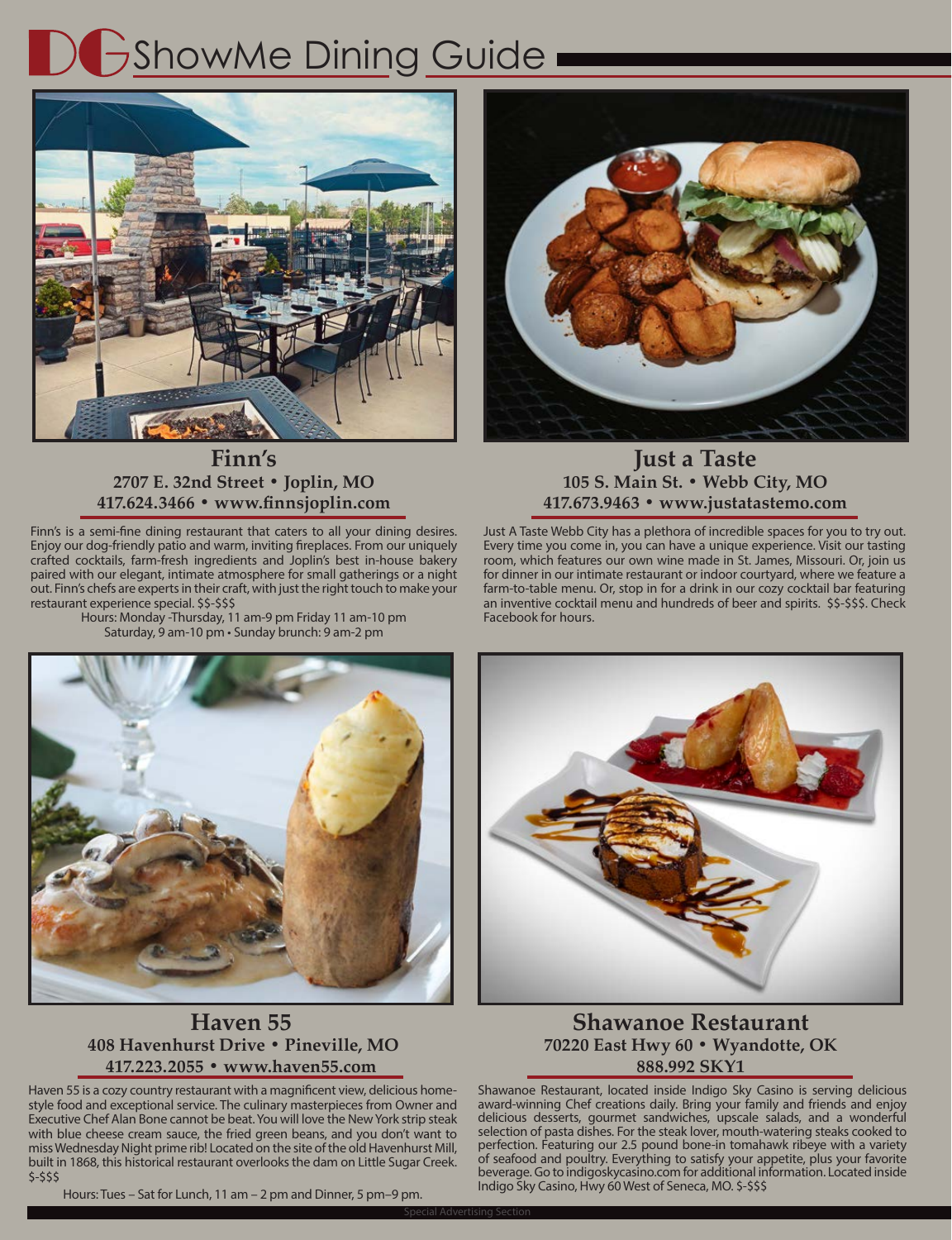# DG ShowMe Dining Guide

## Finn's

**2707 E. 32nd Street • Joplin, MO**
**417.624.3466 • www.finnsjoplin.com**

Finn's is a semi-fine dining restaurant that caters to all your dining desires. Enjoy our dog-friendly patio and warm, inviting fireplaces. From our uniquely crafted cocktails, farm-fresh ingredients and Joplin's best in-house bakery paired with our elegant, intimate atmosphere for small gatherings or a night out. Finn's chefs are experts in their craft, with just the right touch to make your restaurant experience special. $$-$$$

Hours: Monday -Thursday, 11 am-9 pm Friday 11 am-10 pm
Saturday, 9 am-10 pm • Sunday brunch: 9 am-2 pm

## Just a Taste

**105 S. Main St. • Webb City, MO**
**417.673.9463 • www.justatastemo.com**

Just A Taste Webb City has a plethora of incredible spaces for you to try out. Every time you come in, you can have a unique experience. Visit our tasting room, which features our own wine made in St. James, Missouri. Or, join us for dinner in our intimate restaurant or indoor courtyard, where we feature a farm-to-table menu. Or, stop in for a drink in our cozy cocktail bar featuring an inventive cocktail menu and hundreds of beer and spirits. $$-$$$. Check Facebook for hours.

## Haven 55

**408 Havenhurst Drive • Pineville, MO**
**417.223.2055 • www.haven55.com**

Haven 55 is a cozy country restaurant with a magnificent view, delicious home-style food and exceptional service. The culinary masterpieces from Owner and Executive Chef Alan Bone cannot be beat. You will love the New York strip steak with blue cheese cream sauce, the fried green beans, and you don't want to miss Wednesday Night prime rib! Located on the site of the old Havenhurst Mill, built in 1868, this historical restaurant overlooks the dam on Little Sugar Creek. $-$$$

Hours: Tues – Sat for Lunch, 11 am – 2 pm and Dinner, 5 pm–9 pm.

## Shawanoe Restaurant

**70220 East Hwy 60 • Wyandotte, OK**
**888.992 SKY1**

Shawanoe Restaurant, located inside Indigo Sky Casino is serving delicious award-winning Chef creations daily. Bring your family and friends and enjoy delicious desserts, gourmet sandwiches, upscale salads, and a wonderful selection of pasta dishes. For the steak lover, mouth-watering steaks cooked to perfection. Featuring our 2.5 pound bone-in tomahawk ribeye with a variety of seafood and poultry. Everything to satisfy your appetite, plus your favorite beverage. Go to indigoskycasino.com for additional information. Located inside Indigo Sky Casino, Hwy 60 West of Seneca, MO. $-$$$

Special Advertising Section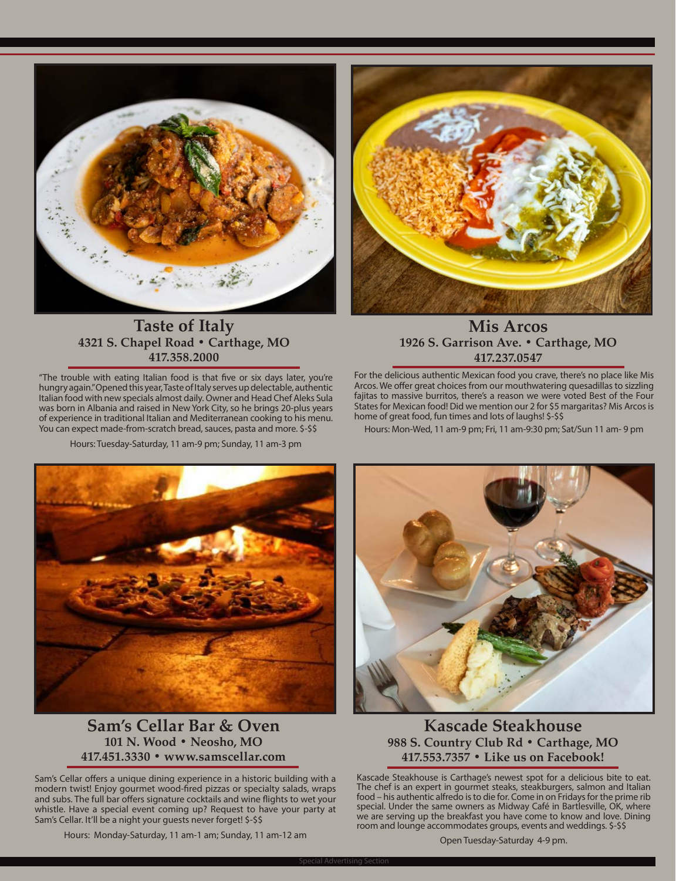## Taste of Italy

**4321 S. Chapel Road • Carthage, MO**
**417.358.2000**

"The trouble with eating Italian food is that five or six days later, you're hungry again." Opened this year, Taste of Italy serves up delectable, authentic Italian food with new specials almost daily. Owner and Head Chef Aleks Sula was born in Albania and raised in New York City, so he brings 20-plus years of experience in traditional Italian and Mediterranean cooking to his menu. You can expect made-from-scratch bread, sauces, pasta and more. $-$$

Hours: Tuesday-Saturday, 11 am-9 pm; Sunday, 11 am-3 pm

## Mis Arcos

**1926 S. Garrison Ave. • Carthage, MO**
**417.237.0547**

For the delicious authentic Mexican food you crave, there's no place like Mis Arcos. We offer great choices from our mouthwatering quesadillas to sizzling fajitas to massive burritos, there's a reason we were voted Best of the Four States for Mexican food! Did we mention our 2 for $5 margaritas? Mis Arcos is home of great food, fun times and lots of laughs! $-$$

Hours: Mon-Wed, 11 am-9 pm; Fri, 11 am-9:30 pm; Sat/Sun 11 am- 9 pm

## Sam's Cellar Bar & Oven

**101 N. Wood • Neosho, MO**
**417.451.3330 • www.samscellar.com**

Sam's Cellar offers a unique dining experience in a historic building with a modern twist! Enjoy gourmet wood-fired pizzas or specialty salads, wraps and subs. The full bar offers signature cocktails and wine flights to wet your whistle. Have a special event coming up? Request to have your party at Sam's Cellar. It'll be a night your guests never forget! $-$$

Hours: Monday-Saturday, 11 am-1 am; Sunday, 11 am-12 am

## Kascade Steakhouse

**988 S. Country Club Rd • Carthage, MO**
**417.553.7357 • Like us on Facebook!**

Kascade Steakhouse is Carthage's newest spot for a delicious bite to eat. The chef is an expert in gourmet steaks, steakburgers, salmon and Italian food – his authentic alfredo is to die for. Come in on Fridays for the prime rib special. Under the same owners as Midway Café in Bartlesville, OK, where we are serving up the breakfast you have come to know and love. Dining room and lounge accommodates groups, events and weddings. $-$$

Open Tuesday-Saturday 4-9 pm.